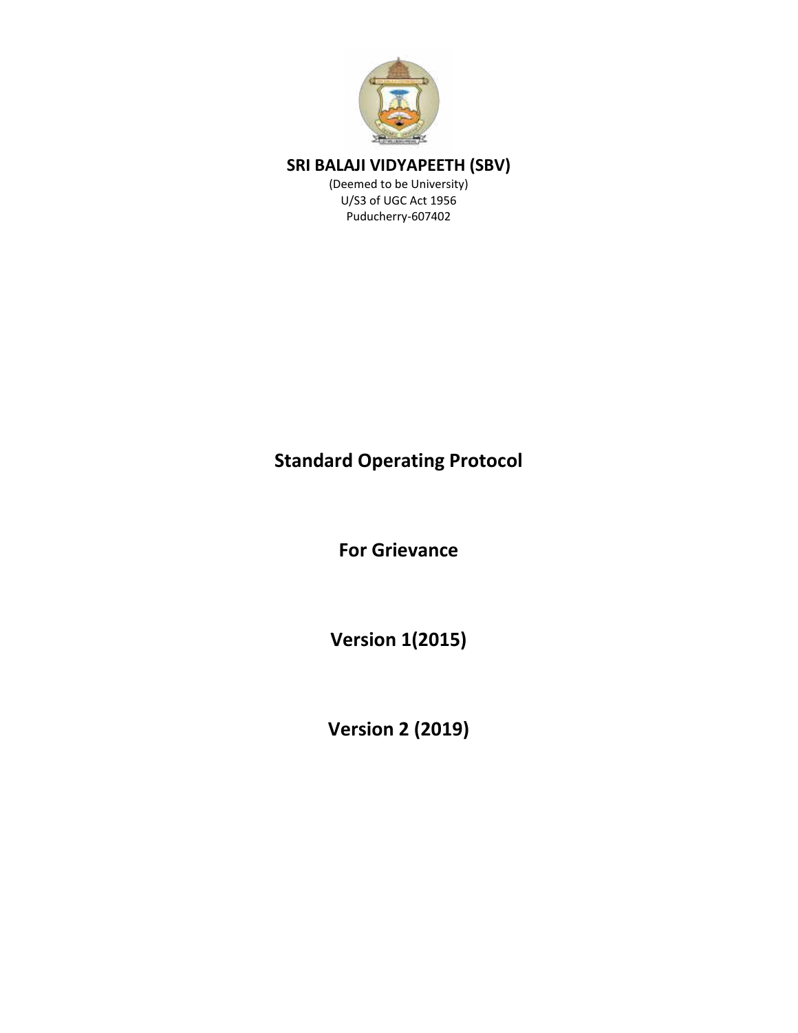# SRI BALAJI VIDYAPEETH (SBV)

(Deemed to be University)
U/S3 of UGC Act 1956
Puducherry-607402

## Standard Operating Protocol

## For Grievance

## Version 1(2015)

## Version 2 (2019)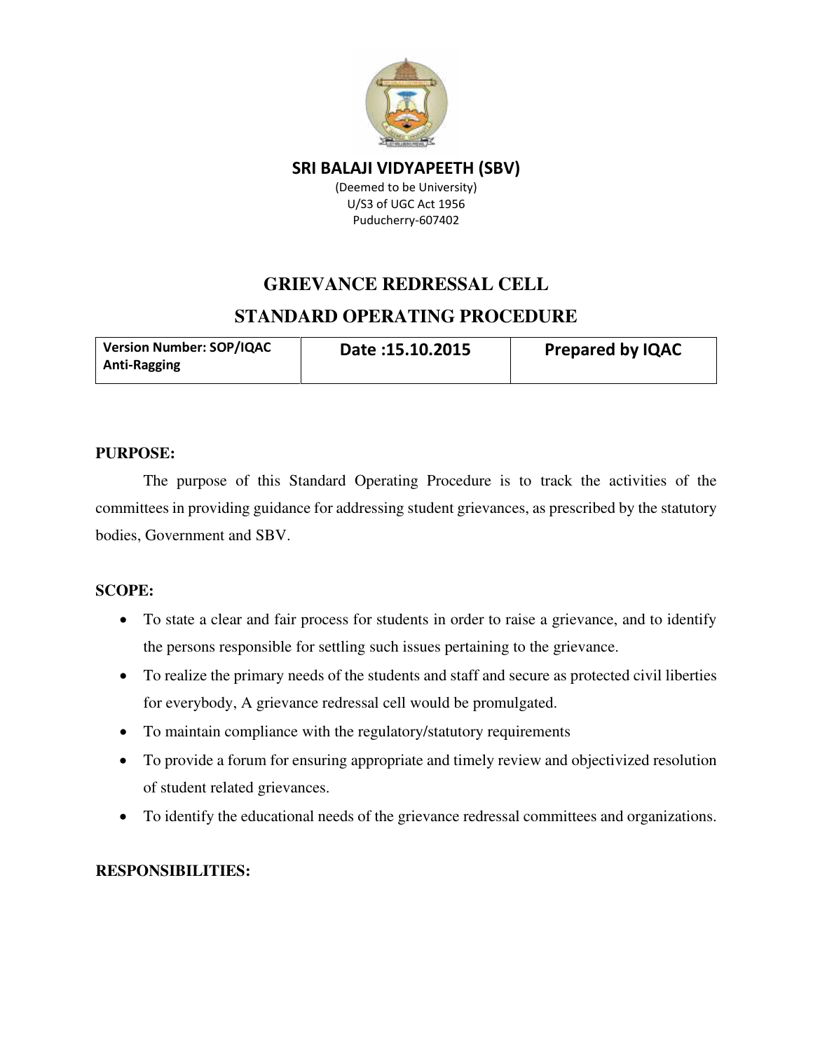**SRI BALAJI VIDYAPEETH (SBV)**

(Deemed to be University)
U/S3 of UGC Act 1956
Puducherry-607402

# GRIEVANCE REDRESSAL CELL

## STANDARD OPERATING PROCEDURE

| Version Number: SOP/IQAC Anti-Ragging | Date :15.10.2015 | Prepared by IQAC |
|---|---|---|

**PURPOSE:**

The purpose of this Standard Operating Procedure is to track the activities of the committees in providing guidance for addressing student grievances, as prescribed by the statutory bodies, Government and SBV.

**SCOPE:**

- To state a clear and fair process for students in order to raise a grievance, and to identify the persons responsible for settling such issues pertaining to the grievance.
- To realize the primary needs of the students and staff and secure as protected civil liberties for everybody, A grievance redressal cell would be promulgated.
- To maintain compliance with the regulatory/statutory requirements
- To provide a forum for ensuring appropriate and timely review and objectivized resolution of student related grievances.
- To identify the educational needs of the grievance redressal committees and organizations.

**RESPONSIBILITIES:**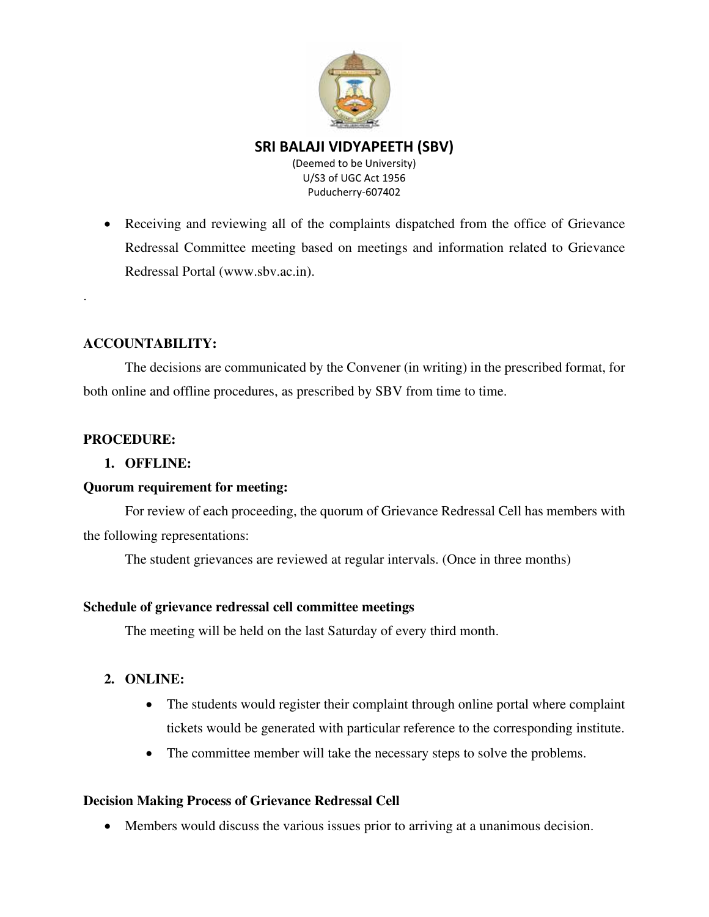- Receiving and reviewing all of the complaints dispatched from the office of Grievance Redressal Committee meeting based on meetings and information related to Grievance Redressal Portal (www.sbv.ac.in).

.

**ACCOUNTABILITY:**

The decisions are communicated by the Convener (in writing) in the prescribed format, for both online and offline procedures, as prescribed by SBV from time to time.

**PROCEDURE:**

1. **OFFLINE:**

**Quorum requirement for meeting:**

For review of each proceeding, the quorum of Grievance Redressal Cell has members with the following representations:

The student grievances are reviewed at regular intervals. (Once in three months)

**Schedule of grievance redressal cell committee meetings**

The meeting will be held on the last Saturday of every third month.

2. **ONLINE:**
   - The students would register their complaint through online portal where complaint tickets would be generated with particular reference to the corresponding institute.
   - The committee member will take the necessary steps to solve the problems.

**Decision Making Process of Grievance Redressal Cell**

- Members would discuss the various issues prior to arriving at a unanimous decision.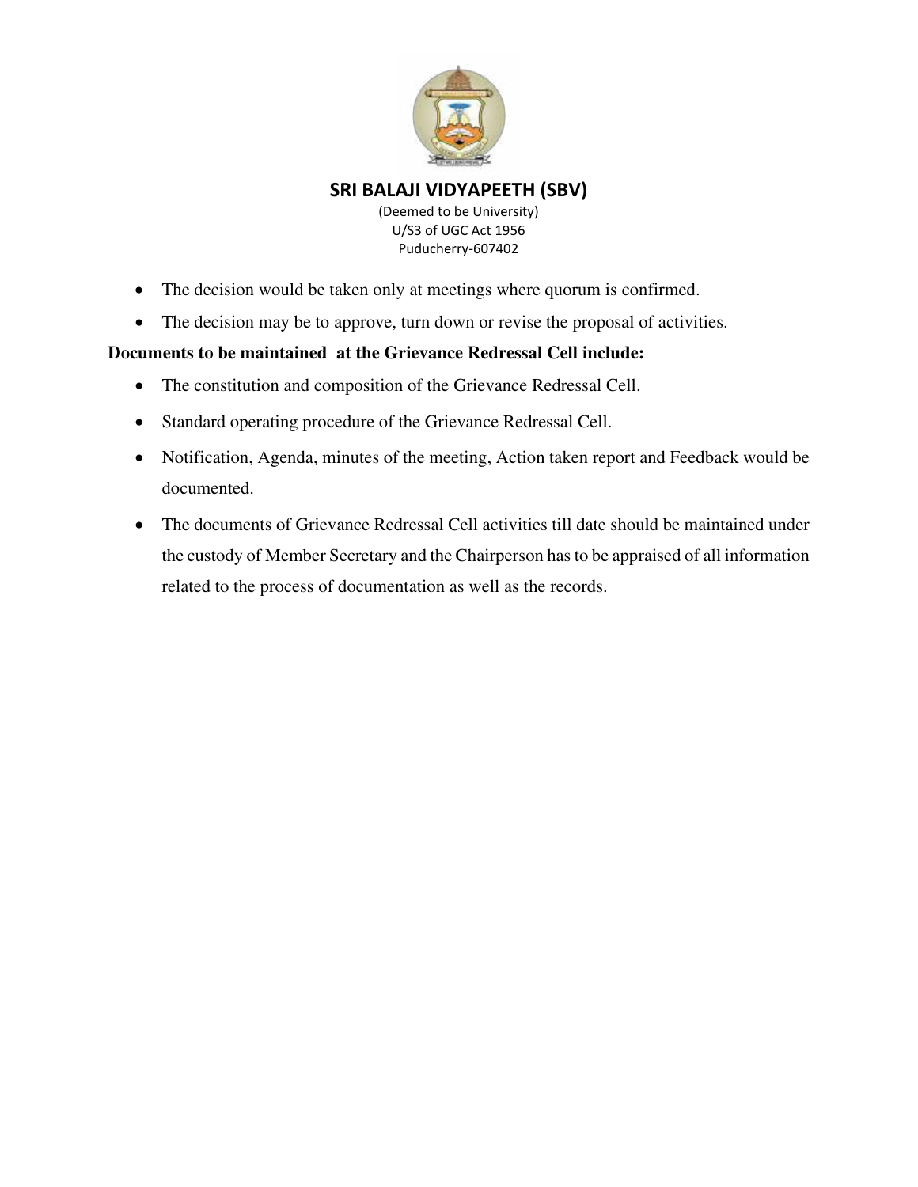- The decision would be taken only at meetings where quorum is confirmed.
- The decision may be to approve, turn down or revise the proposal of activities.

**Documents to be maintained at the Grievance Redressal Cell include:**

- The constitution and composition of the Grievance Redressal Cell.
- Standard operating procedure of the Grievance Redressal Cell.
- Notification, Agenda, minutes of the meeting, Action taken report and Feedback would be documented.
- The documents of Grievance Redressal Cell activities till date should be maintained under the custody of Member Secretary and the Chairperson has to be appraised of all information related to the process of documentation as well as the records.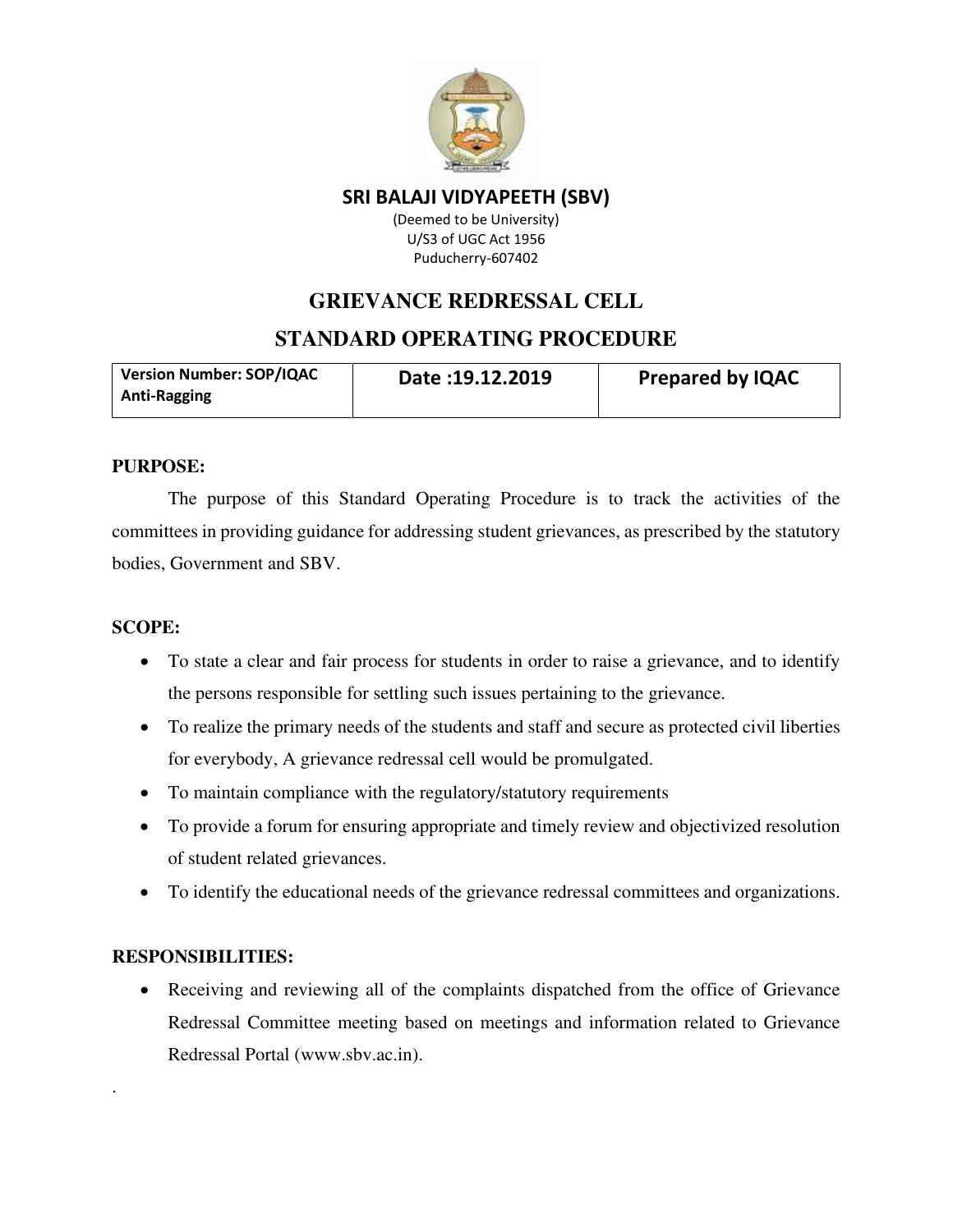**SRI BALAJI VIDYAPEETH (SBV)**

(Deemed to be University)
U/S3 of UGC Act 1956
Puducherry-607402

# GRIEVANCE REDRESSAL CELL

## STANDARD OPERATING PROCEDURE

| Version Number: SOP/IQAC Anti-Ragging | Date :19.12.2019 | Prepared by IQAC |
|---|---|---|

**PURPOSE:**

The purpose of this Standard Operating Procedure is to track the activities of the committees in providing guidance for addressing student grievances, as prescribed by the statutory bodies, Government and SBV.

**SCOPE:**

- To state a clear and fair process for students in order to raise a grievance, and to identify the persons responsible for settling such issues pertaining to the grievance.
- To realize the primary needs of the students and staff and secure as protected civil liberties for everybody, A grievance redressal cell would be promulgated.
- To maintain compliance with the regulatory/statutory requirements
- To provide a forum for ensuring appropriate and timely review and objectivized resolution of student related grievances.
- To identify the educational needs of the grievance redressal committees and organizations.

**RESPONSIBILITIES:**

- Receiving and reviewing all of the complaints dispatched from the office of Grievance Redressal Committee meeting based on meetings and information related to Grievance Redressal Portal (www.sbv.ac.in).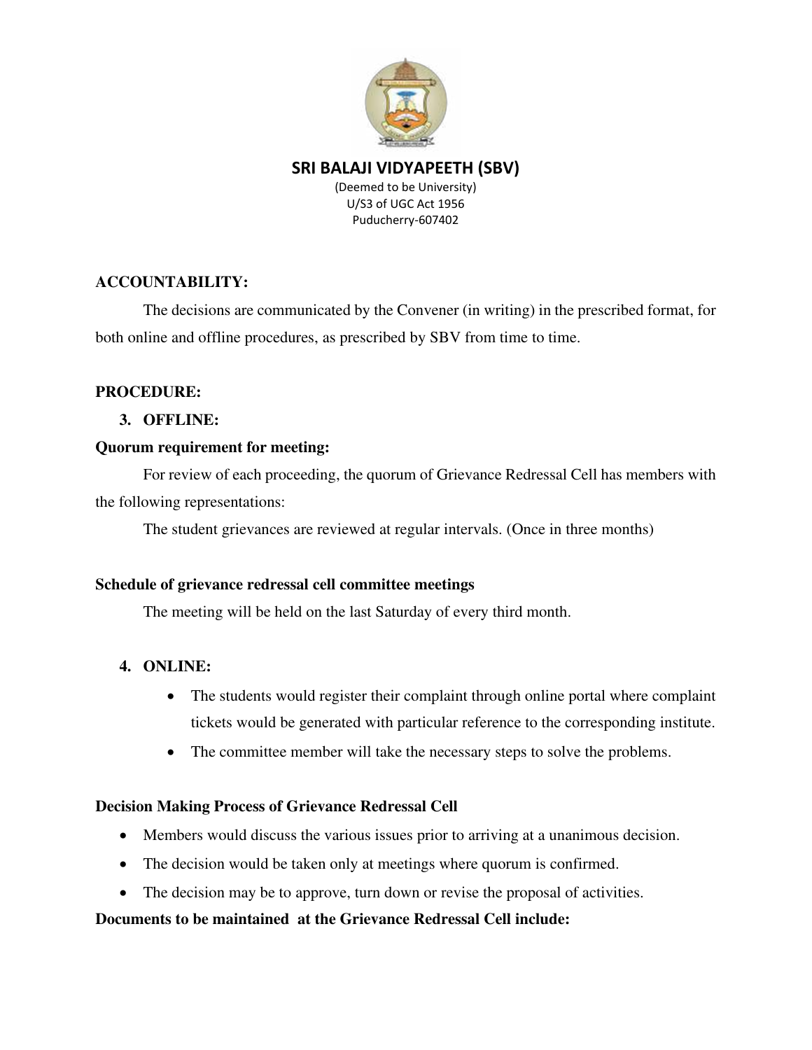**SRI BALAJI VIDYAPEETH (SBV)**

(Deemed to be University)
U/S3 of UGC Act 1956
Puducherry-607402

**ACCOUNTABILITY:**

The decisions are communicated by the Convener (in writing) in the prescribed format, for both online and offline procedures, as prescribed by SBV from time to time.

**PROCEDURE:**

3. **OFFLINE:**

**Quorum requirement for meeting:**

For review of each proceeding, the quorum of Grievance Redressal Cell has members with the following representations:

The student grievances are reviewed at regular intervals. (Once in three months)

**Schedule of grievance redressal cell committee meetings**

The meeting will be held on the last Saturday of every third month.

4. **ONLINE:**
   - The students would register their complaint through online portal where complaint tickets would be generated with particular reference to the corresponding institute.
   - The committee member will take the necessary steps to solve the problems.

**Decision Making Process of Grievance Redressal Cell**

- Members would discuss the various issues prior to arriving at a unanimous decision.
- The decision would be taken only at meetings where quorum is confirmed.
- The decision may be to approve, turn down or revise the proposal of activities.

**Documents to be maintained at the Grievance Redressal Cell include:**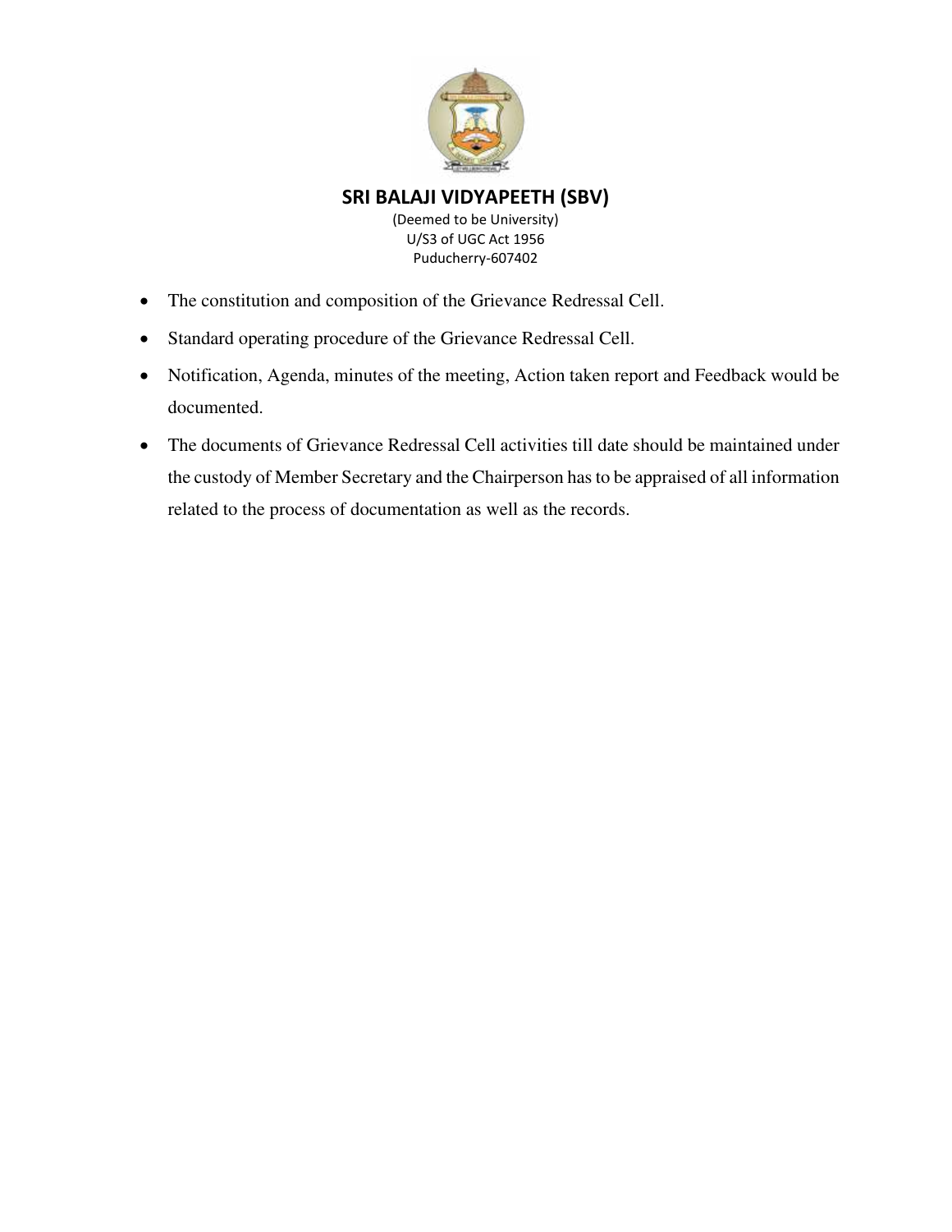**SRI BALAJI VIDYAPEETH (SBV)**

(Deemed to be University)
U/S3 of UGC Act 1956
Puducherry-607402

- The constitution and composition of the Grievance Redressal Cell.
- Standard operating procedure of the Grievance Redressal Cell.
- Notification, Agenda, minutes of the meeting, Action taken report and Feedback would be documented.
- The documents of Grievance Redressal Cell activities till date should be maintained under the custody of Member Secretary and the Chairperson has to be appraised of all information related to the process of documentation as well as the records.